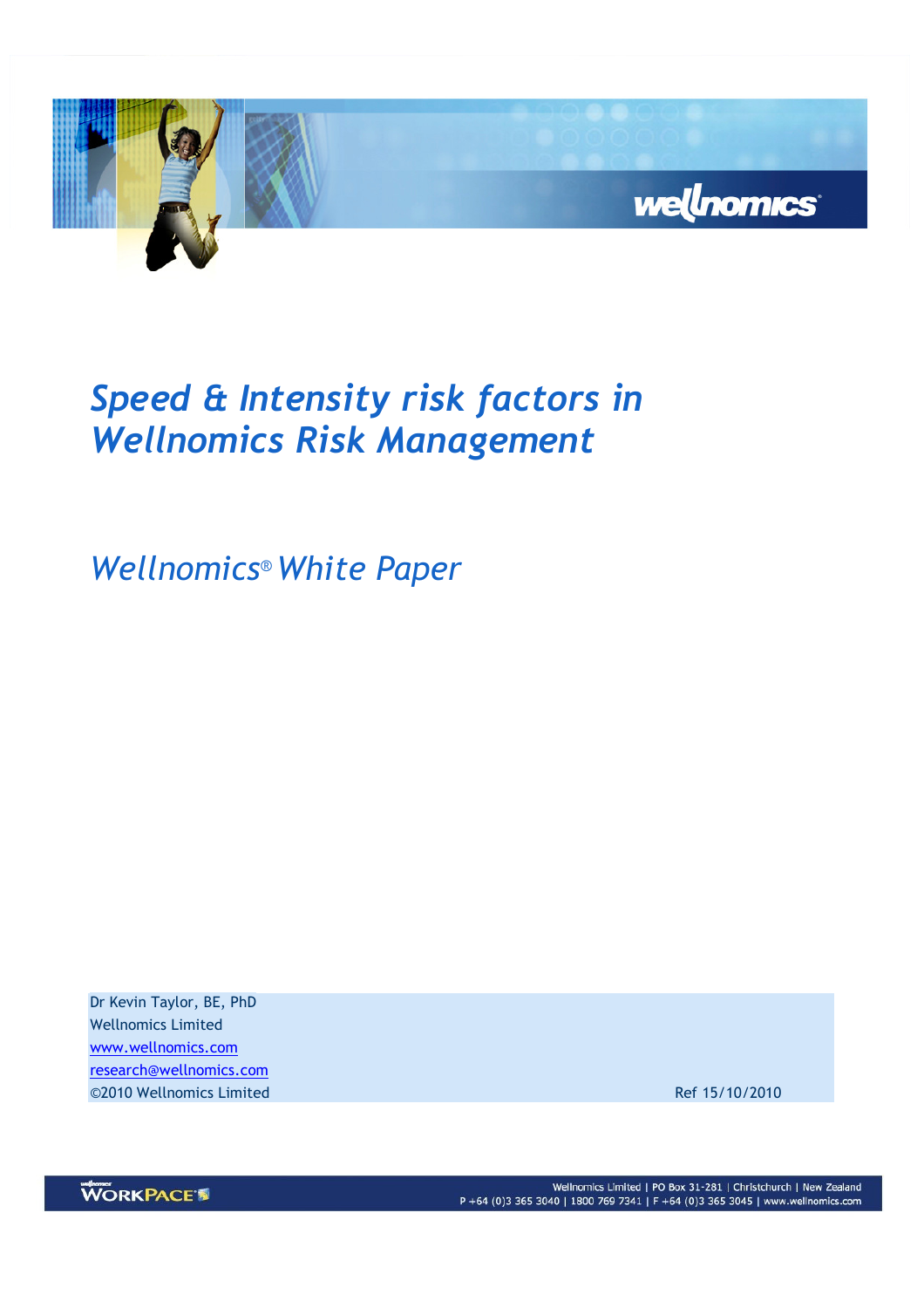# *Speed & Intensity risk factors in Wellnomics Risk Management*

## *Wellnomics® White Paper*

Dr Kevin Taylor, BE, PhD
Wellnomics Limited
www.wellnomics.com
research@wellnomics.com
©2010 Wellnomics Limited

Ref 15/10/2010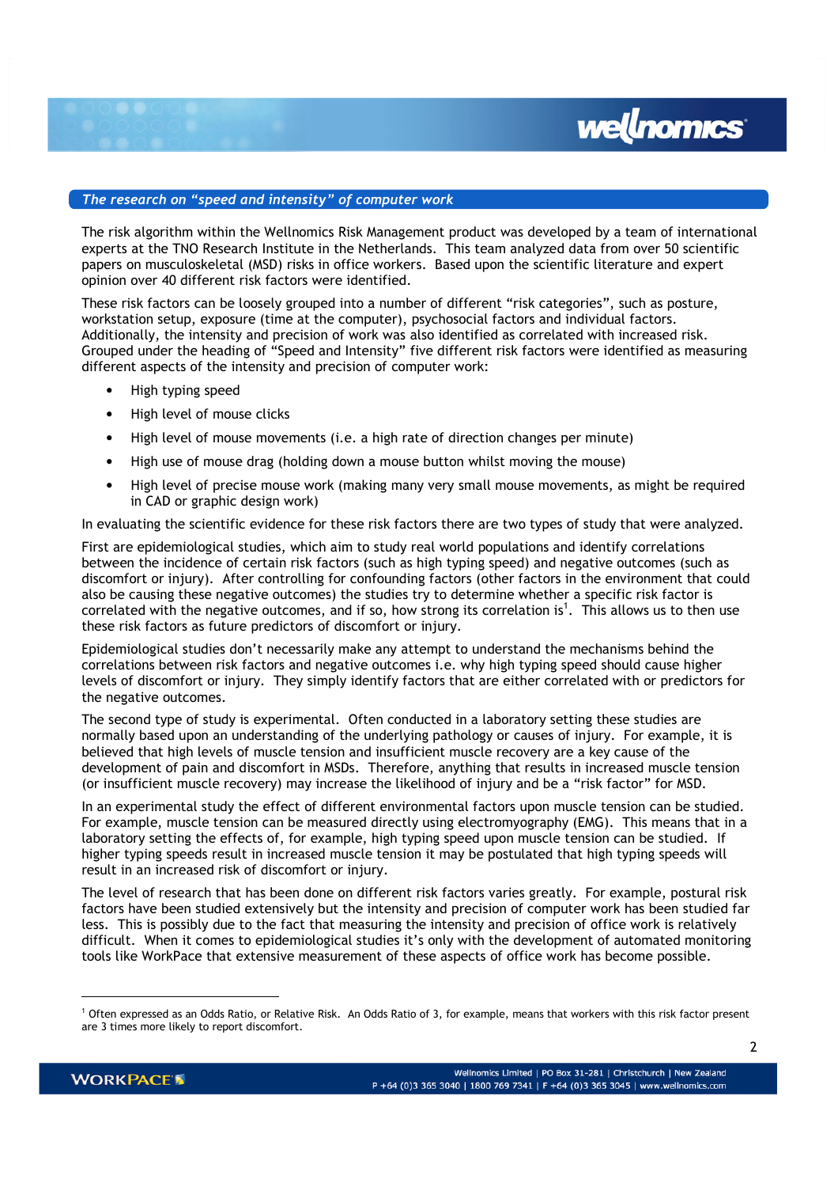## *The research on "speed and intensity" of computer work*

The risk algorithm within the Wellnomics Risk Management product was developed by a team of international experts at the TNO Research Institute in the Netherlands. This team analyzed data from over 50 scientific papers on musculoskeletal (MSD) risks in office workers. Based upon the scientific literature and expert opinion over 40 different risk factors were identified.

These risk factors can be loosely grouped into a number of different "risk categories", such as posture, workstation setup, exposure (time at the computer), psychosocial factors and individual factors. Additionally, the intensity and precision of work was also identified as correlated with increased risk. Grouped under the heading of "Speed and Intensity" five different risk factors were identified as measuring different aspects of the intensity and precision of computer work:

- High typing speed
- High level of mouse clicks
- High level of mouse movements (i.e. a high rate of direction changes per minute)
- High use of mouse drag (holding down a mouse button whilst moving the mouse)
- High level of precise mouse work (making many very small mouse movements, as might be required in CAD or graphic design work)

In evaluating the scientific evidence for these risk factors there are two types of study that were analyzed.

First are epidemiological studies, which aim to study real world populations and identify correlations between the incidence of certain risk factors (such as high typing speed) and negative outcomes (such as discomfort or injury). After controlling for confounding factors (other factors in the environment that could also be causing these negative outcomes) the studies try to determine whether a specific risk factor is correlated with the negative outcomes, and if so, how strong its correlation is[1]. This allows us to then use these risk factors as future predictors of discomfort or injury.

Epidemiological studies don't necessarily make any attempt to understand the mechanisms behind the correlations between risk factors and negative outcomes i.e. why high typing speed should cause higher levels of discomfort or injury. They simply identify factors that are either correlated with or predictors for the negative outcomes.

The second type of study is experimental. Often conducted in a laboratory setting these studies are normally based upon an understanding of the underlying pathology or causes of injury. For example, it is believed that high levels of muscle tension and insufficient muscle recovery are a key cause of the development of pain and discomfort in MSDs. Therefore, anything that results in increased muscle tension (or insufficient muscle recovery) may increase the likelihood of injury and be a "risk factor" for MSD.

In an experimental study the effect of different environmental factors upon muscle tension can be studied. For example, muscle tension can be measured directly using electromyography (EMG). This means that in a laboratory setting the effects of, for example, high typing speed upon muscle tension can be studied. If higher typing speeds result in increased muscle tension it may be postulated that high typing speeds will result in an increased risk of discomfort or injury.

The level of research that has been done on different risk factors varies greatly. For example, postural risk factors have been studied extensively but the intensity and precision of computer work has been studied far less. This is possibly due to the fact that measuring the intensity and precision of office work is relatively difficult. When it comes to epidemiological studies it's only with the development of automated monitoring tools like WorkPace that extensive measurement of these aspects of office work has become possible.

---

[1] Often expressed as an Odds Ratio, or Relative Risk. An Odds Ratio of 3, for example, means that workers with this risk factor present are 3 times more likely to report discomfort.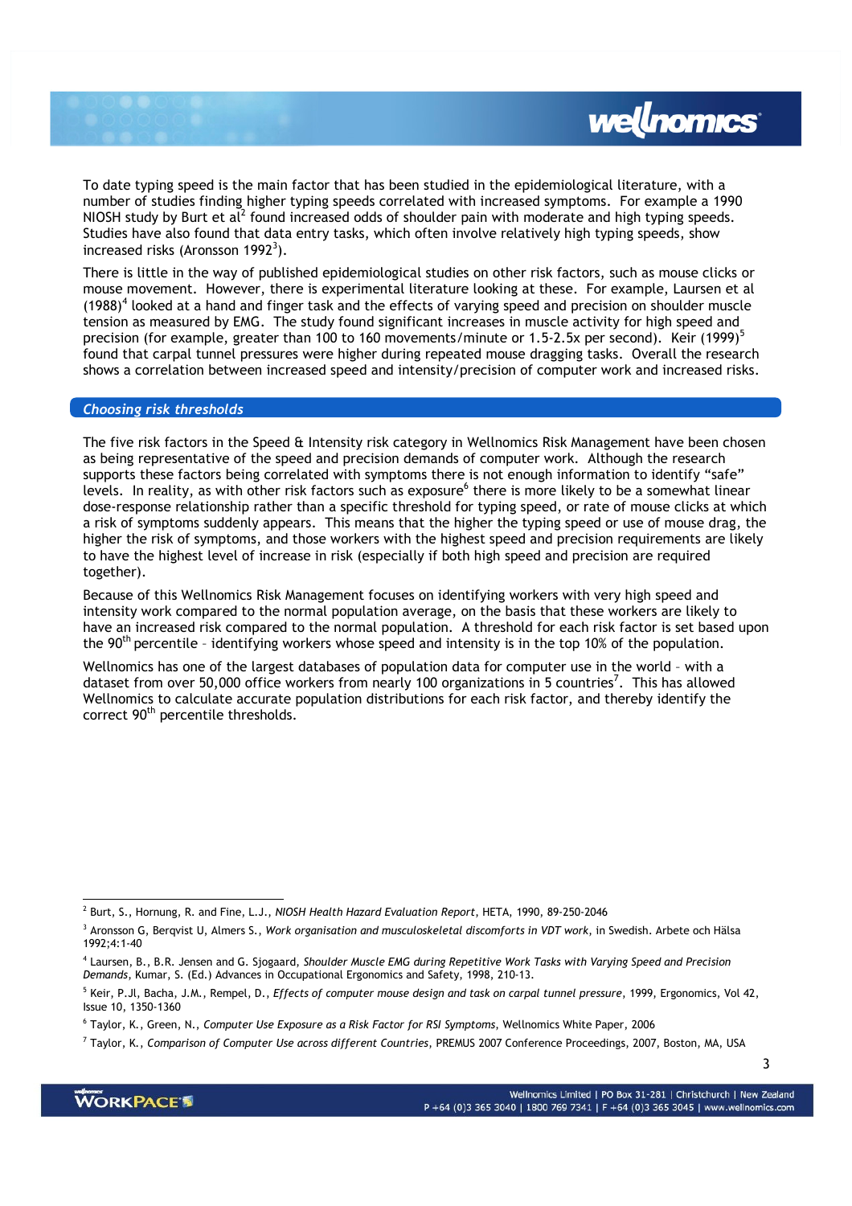To date typing speed is the main factor that has been studied in the epidemiological literature, with a number of studies finding higher typing speeds correlated with increased symptoms. For example a 1990 NIOSH study by Burt et al[2] found increased odds of shoulder pain with moderate and high typing speeds. Studies have also found that data entry tasks, which often involve relatively high typing speeds, show increased risks (Aronsson 1992[3]).

There is little in the way of published epidemiological studies on other risk factors, such as mouse clicks or mouse movement. However, there is experimental literature looking at these. For example, Laursen et al (1988)[4] looked at a hand and finger task and the effects of varying speed and precision on shoulder muscle tension as measured by EMG. The study found significant increases in muscle activity for high speed and precision (for example, greater than 100 to 160 movements/minute or 1.5-2.5x per second). Keir (1999)[5] found that carpal tunnel pressures were higher during repeated mouse dragging tasks. Overall the research shows a correlation between increased speed and intensity/precision of computer work and increased risks.

## *Choosing risk thresholds*

The five risk factors in the Speed & Intensity risk category in Wellnomics Risk Management have been chosen as being representative of the speed and precision demands of computer work. Although the research supports these factors being correlated with symptoms there is not enough information to identify "safe" levels. In reality, as with other risk factors such as exposure[6] there is more likely to be a somewhat linear dose-response relationship rather than a specific threshold for typing speed, or rate of mouse clicks at which a risk of symptoms suddenly appears. This means that the higher the typing speed or use of mouse drag, the higher the risk of symptoms, and those workers with the highest speed and precision requirements are likely to have the highest level of increase in risk (especially if both high speed and precision are required together).

Because of this Wellnomics Risk Management focuses on identifying workers with very high speed and intensity work compared to the normal population average, on the basis that these workers are likely to have an increased risk compared to the normal population. A threshold for each risk factor is set based upon the 90th percentile – identifying workers whose speed and intensity is in the top 10% of the population.

Wellnomics has one of the largest databases of population data for computer use in the world – with a dataset from over 50,000 office workers from nearly 100 organizations in 5 countries[7]. This has allowed Wellnomics to calculate accurate population distributions for each risk factor, and thereby identify the correct 90th percentile thresholds.

---

[2] Burt, S., Hornung, R. and Fine, L.J., *NIOSH Health Hazard Evaluation Report*, HETA, 1990, 89-250-2046

[3] Aronsson G, Berqvist U, Almers S., *Work organisation and musculoskeletal discomforts in VDT work*, in Swedish. Arbete och Hälsa 1992;4:1-40

[4] Laursen, B., B.R. Jensen and G. Sjogaard, *Shoulder Muscle EMG during Repetitive Work Tasks with Varying Speed and Precision Demands*, Kumar, S. (Ed.) Advances in Occupational Ergonomics and Safety, 1998, 210-13.

[5] Keir, P.Jl, Bacha, J.M., Rempel, D., *Effects of computer mouse design and task on carpal tunnel pressure*, 1999, Ergonomics, Vol 42, Issue 10, 1350-1360

[6] Taylor, K., Green, N., *Computer Use Exposure as a Risk Factor for RSI Symptoms*, Wellnomics White Paper, 2006

[7] Taylor, K., *Comparison of Computer Use across different Countries*, PREMUS 2007 Conference Proceedings, 2007, Boston, MA, USA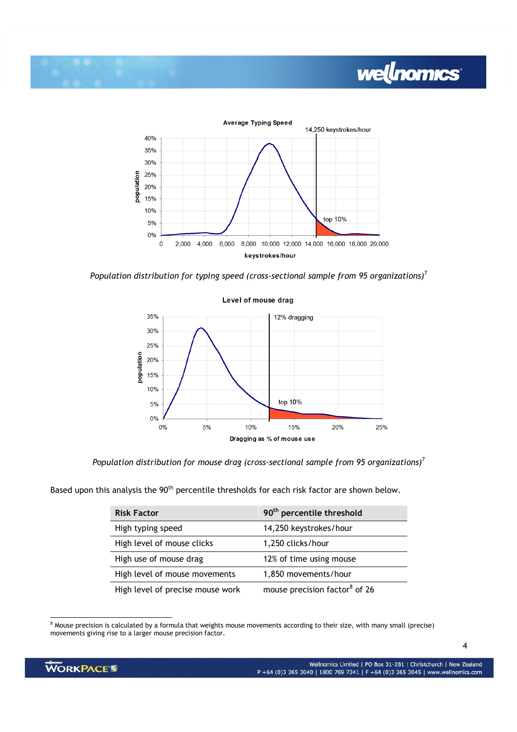Population distribution for typing speed (cross-sectional sample from 95 organizations)[7]

Population distribution for mouse drag (cross-sectional sample from 95 organizations)[7]

Based upon this analysis the 90th percentile thresholds for each risk factor are shown below.

| Risk Factor | 90th percentile threshold |
| --- | --- |
| High typing speed | 14,250 keystrokes/hour |
| High level of mouse clicks | 1,250 clicks/hour |
| High use of mouse drag | 12% of time using mouse |
| High level of mouse movements | 1,850 movements/hour |
| High level of precise mouse work | mouse precision factor[8] of 26 |

[8] Mouse precision is calculated by a formula that weights mouse movements according to their size, with many small (precise) movements giving rise to a larger mouse precision factor.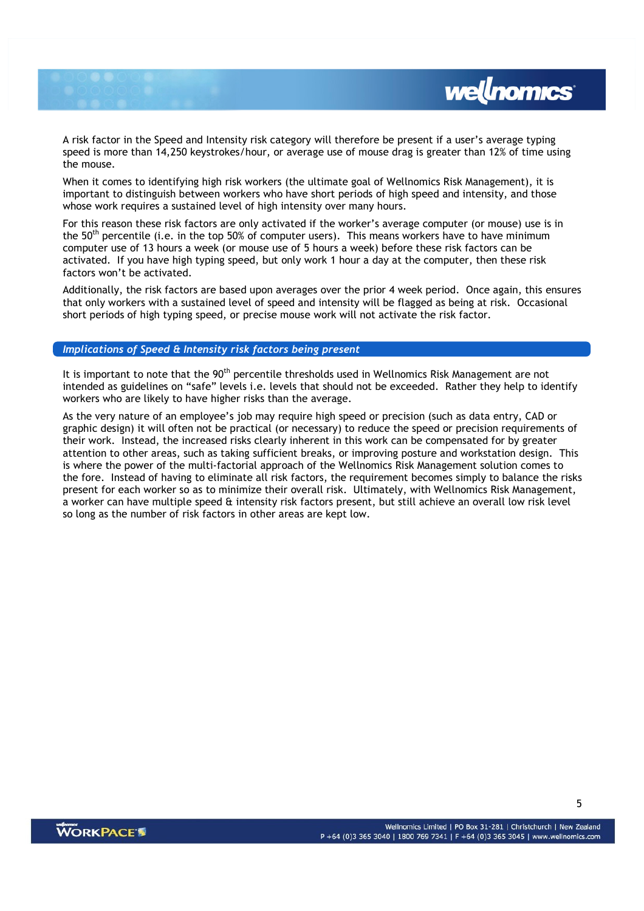A risk factor in the Speed and Intensity risk category will therefore be present if a user's average typing speed is more than 14,250 keystrokes/hour, or average use of mouse drag is greater than 12% of time using the mouse.

When it comes to identifying high risk workers (the ultimate goal of Wellnomics Risk Management), it is important to distinguish between workers who have short periods of high speed and intensity, and those whose work requires a sustained level of high intensity over many hours.

For this reason these risk factors are only activated if the worker's average computer (or mouse) use is in the 50th percentile (i.e. in the top 50% of computer users). This means workers have to have minimum computer use of 13 hours a week (or mouse use of 5 hours a week) before these risk factors can be activated. If you have high typing speed, but only work 1 hour a day at the computer, then these risk factors won't be activated.

Additionally, the risk factors are based upon averages over the prior 4 week period. Once again, this ensures that only workers with a sustained level of speed and intensity will be flagged as being at risk. Occasional short periods of high typing speed, or precise mouse work will not activate the risk factor.

## *Implications of Speed & Intensity risk factors being present*

It is important to note that the 90th percentile thresholds used in Wellnomics Risk Management are not intended as guidelines on "safe" levels i.e. levels that should not be exceeded. Rather they help to identify workers who are likely to have higher risks than the average.

As the very nature of an employee's job may require high speed or precision (such as data entry, CAD or graphic design) it will often not be practical (or necessary) to reduce the speed or precision requirements of their work. Instead, the increased risks clearly inherent in this work can be compensated for by greater attention to other areas, such as taking sufficient breaks, or improving posture and workstation design. This is where the power of the multi-factorial approach of the Wellnomics Risk Management solution comes to the fore. Instead of having to eliminate all risk factors, the requirement becomes simply to balance the risks present for each worker so as to minimize their overall risk. Ultimately, with Wellnomics Risk Management, a worker can have multiple speed & intensity risk factors present, but still achieve an overall low risk level so long as the number of risk factors in other areas are kept low.